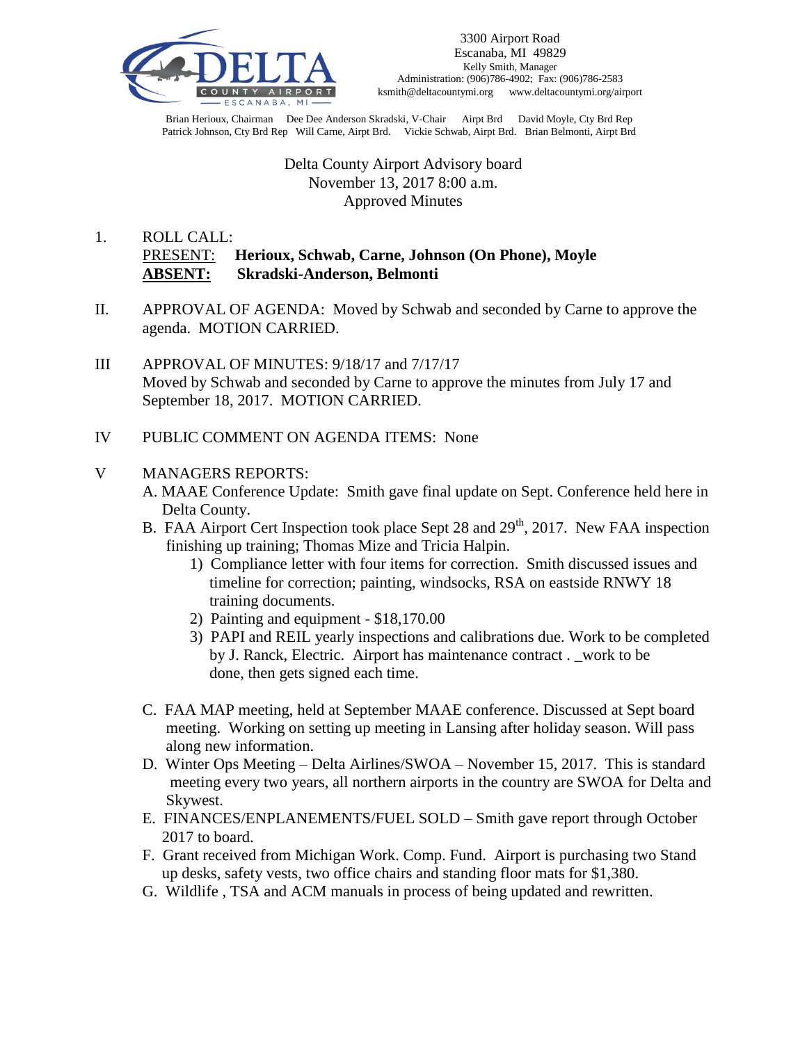3300 Airport Road
Escanaba, MI 49829
Kelly Smith, Manager
Administration: (906)786-4902; Fax: (906)786-2583
ksmith@deltacountymi.org www.deltacountymi.org/airport

Brian Herioux, Chairman Dee Dee Anderson Skradski, V-Chair Airpt Brd David Moyle, Cty Brd Rep
Patrick Johnson, Cty Brd Rep Will Carne, Airpt Brd. Vickie Schwab, Airpt Brd. Brian Belmonti, Airpt Brd

Delta County Airport Advisory board
November 13, 2017 8:00 a.m.
Approved Minutes

1. ROLL CALL:
   PRESENT: **Herioux, Schwab, Carne, Johnson (On Phone), Moyle**
   **ABSENT: Skradski-Anderson, Belmonti**

II. APPROVAL OF AGENDA: Moved by Schwab and seconded by Carne to approve the agenda. MOTION CARRIED.

III APPROVAL OF MINUTES: 9/18/17 and 7/17/17
Moved by Schwab and seconded by Carne to approve the minutes from July 17 and September 18, 2017. MOTION CARRIED.

IV PUBLIC COMMENT ON AGENDA ITEMS: None

V MANAGERS REPORTS:

A. MAAE Conference Update: Smith gave final update on Sept. Conference held here in Delta County.

B. FAA Airport Cert Inspection took place Sept 28 and 29th, 2017. New FAA inspection finishing up training; Thomas Mize and Tricia Halpin.
   1) Compliance letter with four items for correction. Smith discussed issues and timeline for correction; painting, windsocks, RSA on eastside RNWY 18 training documents.
   2) Painting and equipment - $18,170.00
   3) PAPI and REIL yearly inspections and calibrations due. Work to be completed by J. Ranck, Electric. Airport has maintenance contract . _work to be done, then gets signed each time.

C. FAA MAP meeting, held at September MAAE conference. Discussed at Sept board meeting. Working on setting up meeting in Lansing after holiday season. Will pass along new information.

D. Winter Ops Meeting – Delta Airlines/SWOA – November 15, 2017. This is standard meeting every two years, all northern airports in the country are SWOA for Delta and Skywest.

E. FINANCES/ENPLANEMENTS/FUEL SOLD – Smith gave report through October 2017 to board.

F. Grant received from Michigan Work. Comp. Fund. Airport is purchasing two Stand up desks, safety vests, two office chairs and standing floor mats for $1,380.

G. Wildlife , TSA and ACM manuals in process of being updated and rewritten.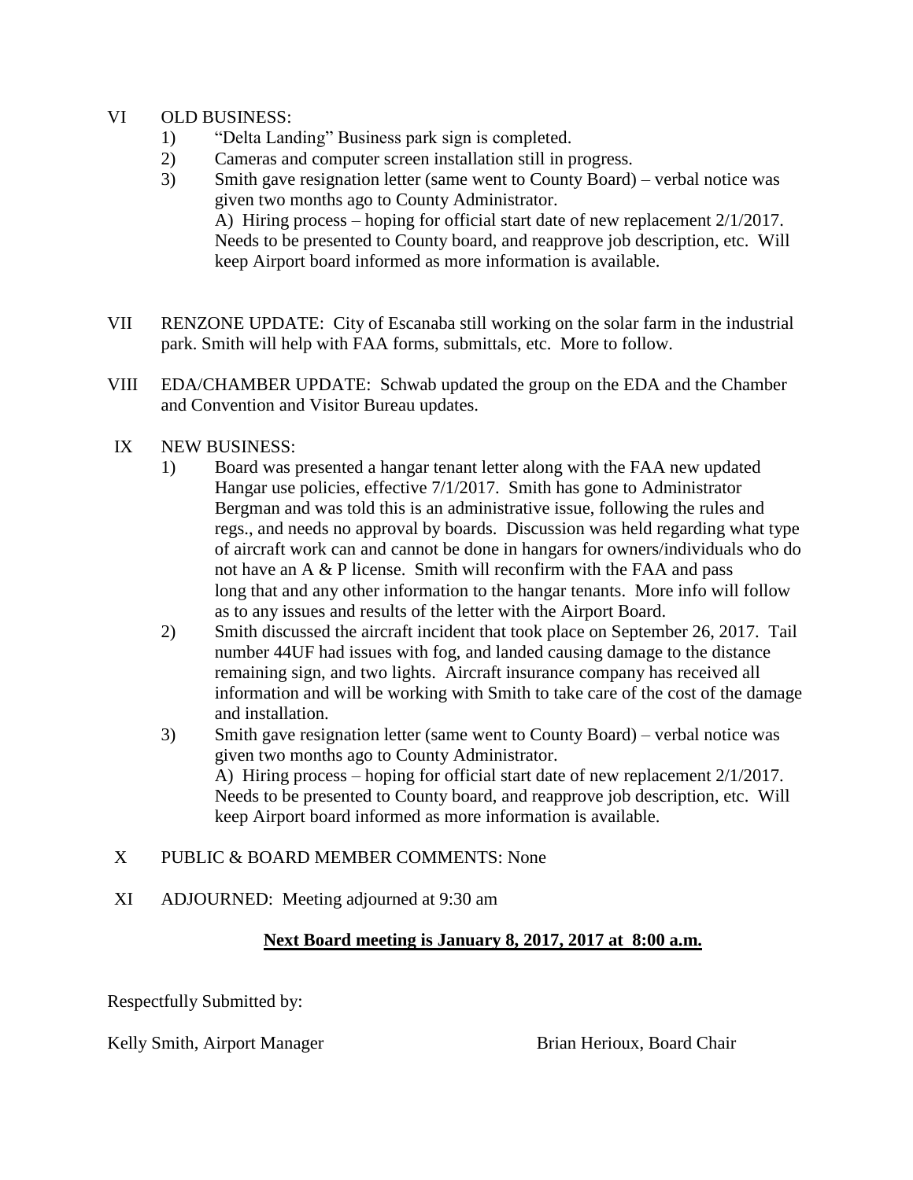VI OLD BUSINESS:

1) "Delta Landing" Business park sign is completed.
2) Cameras and computer screen installation still in progress.
3) Smith gave resignation letter (same went to County Board) – verbal notice was given two months ago to County Administrator.

   A) Hiring process – hoping for official start date of new replacement 2/1/2017. Needs to be presented to County board, and reapprove job description, etc. Will keep Airport board informed as more information is available.

VII RENZONE UPDATE: City of Escanaba still working on the solar farm in the industrial park. Smith will help with FAA forms, submittals, etc. More to follow.

VIII EDA/CHAMBER UPDATE: Schwab updated the group on the EDA and the Chamber and Convention and Visitor Bureau updates.

IX NEW BUSINESS:

1) Board was presented a hangar tenant letter along with the FAA new updated Hangar use policies, effective 7/1/2017. Smith has gone to Administrator Bergman and was told this is an administrative issue, following the rules and regs., and needs no approval by boards. Discussion was held regarding what type of aircraft work can and cannot be done in hangars for owners/individuals who do not have an A & P license. Smith will reconfirm with the FAA and pass long that and any other information to the hangar tenants. More info will follow as to any issues and results of the letter with the Airport Board.
2) Smith discussed the aircraft incident that took place on September 26, 2017. Tail number 44UF had issues with fog, and landed causing damage to the distance remaining sign, and two lights. Aircraft insurance company has received all information and will be working with Smith to take care of the cost of the damage and installation.
3) Smith gave resignation letter (same went to County Board) – verbal notice was given two months ago to County Administrator.

   A) Hiring process – hoping for official start date of new replacement 2/1/2017. Needs to be presented to County board, and reapprove job description, etc. Will keep Airport board informed as more information is available.

X PUBLIC & BOARD MEMBER COMMENTS: None

XI ADJOURNED: Meeting adjourned at 9:30 am

**Next Board meeting is January 8, 2017, 2017 at 8:00 a.m.**

Respectfully Submitted by:

Kelly Smith, Airport Manager

Brian Herioux, Board Chair